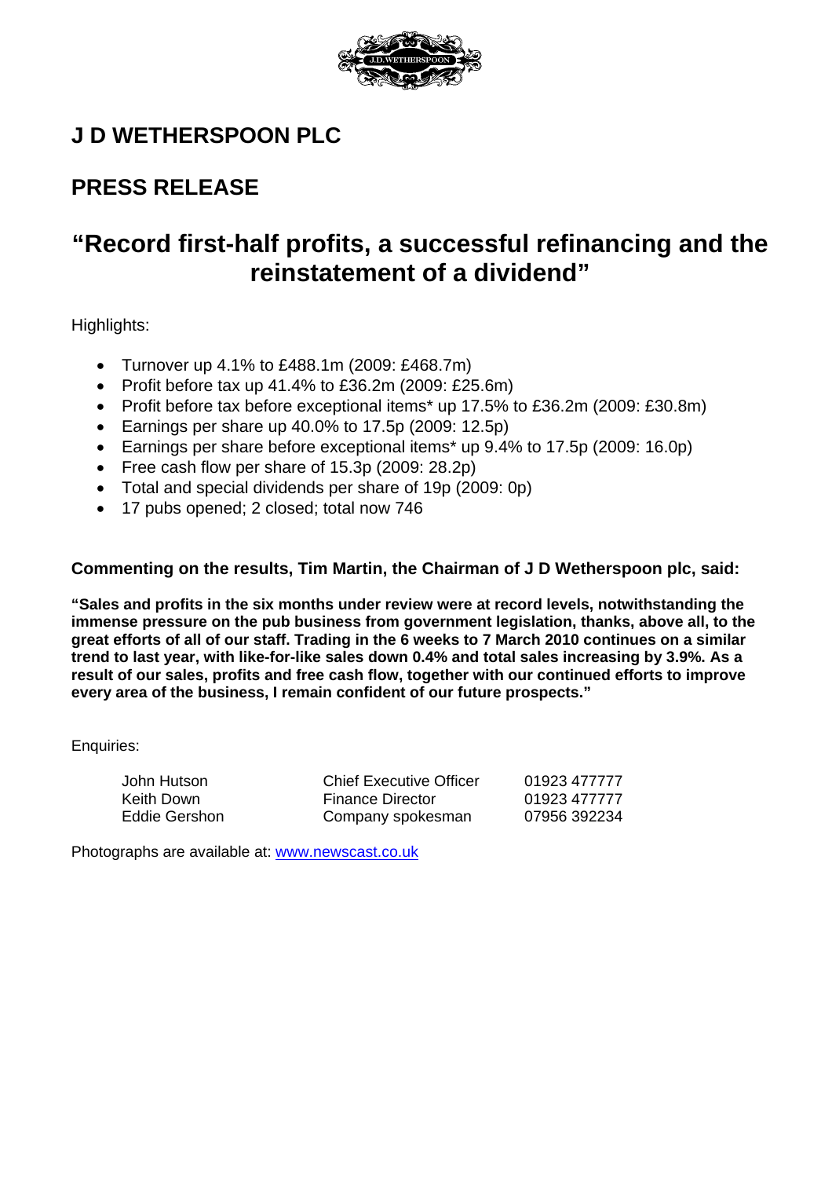# J D WETHERSPOON PLC

## PRESS RELEASE

## "Record first-half profits, a successful refinancing and the reinstatement of a dividend"

Highlights:

- Turnover up 4.1% to £488.1m (2009: £468.7m)
- Profit before tax up 41.4% to £36.2m (2009: £25.6m)
- Profit before tax before exceptional items* up 17.5% to £36.2m (2009: £30.8m)
- Earnings per share up 40.0% to 17.5p (2009: 12.5p)
- Earnings per share before exceptional items* up 9.4% to 17.5p (2009: 16.0p)
- Free cash flow per share of 15.3p (2009: 28.2p)
- Total and special dividends per share of 19p (2009: 0p)
- 17 pubs opened; 2 closed; total now 746

**Commenting on the results, Tim Martin, the Chairman of J D Wetherspoon plc, said:**

**"Sales and profits in the six months under review were at record levels, notwithstanding the immense pressure on the pub business from government legislation, thanks, above all, to the great efforts of all of our staff. Trading in the 6 weeks to 7 March 2010 continues on a similar trend to last year, with like-for-like sales down 0.4% and total sales increasing by 3.9%. As a result of our sales, profits and free cash flow, together with our continued efforts to improve every area of the business, I remain confident of our future prospects."**

Enquiries:

| | | |
|---|---|---|
| John Hutson | Chief Executive Officer | 01923 477777 |
| Keith Down | Finance Director | 01923 477777 |
| Eddie Gershon | Company spokesman | 07956 392234 |

Photographs are available at: www.newscast.co.uk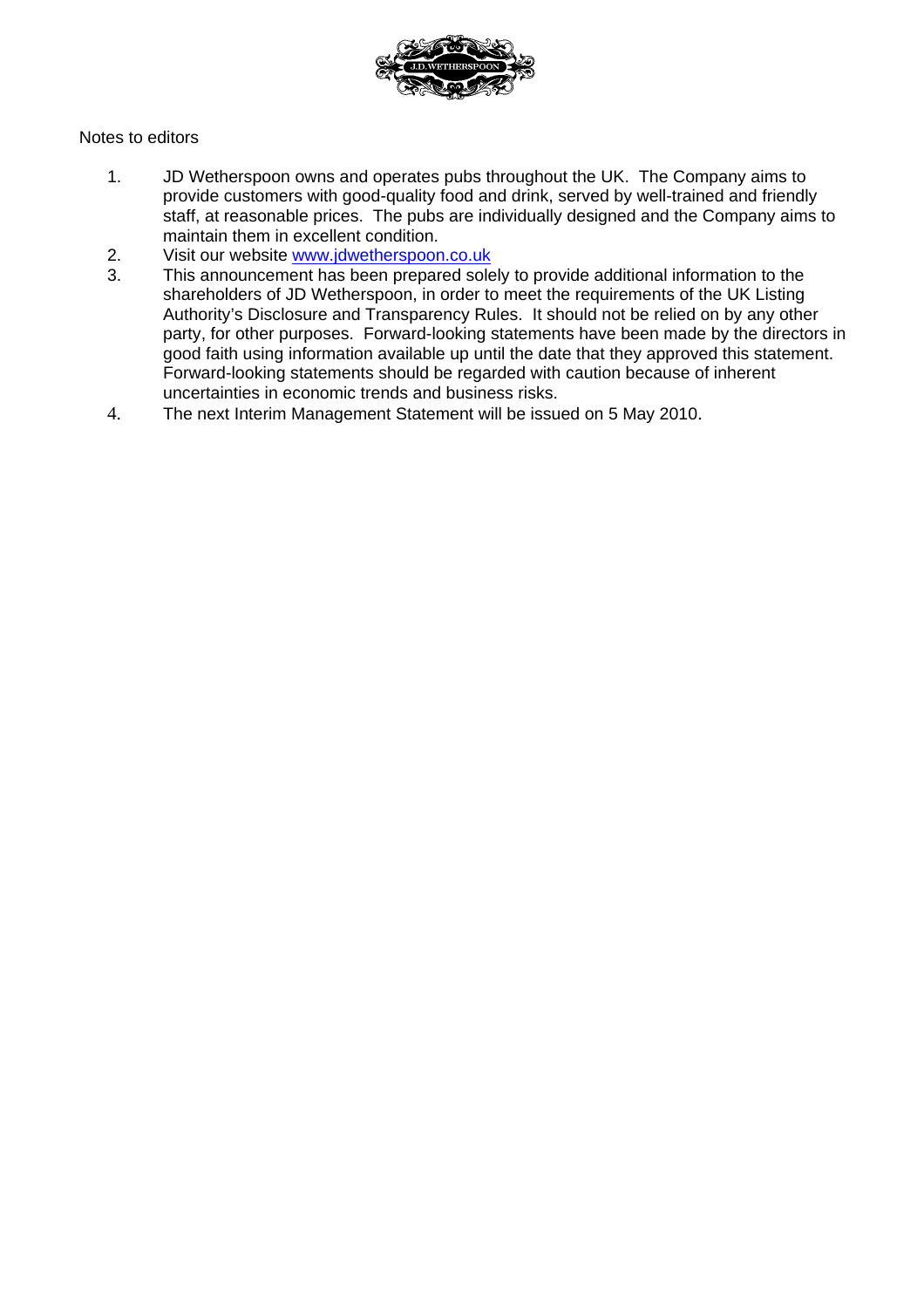Notes to editors

1. JD Wetherspoon owns and operates pubs throughout the UK. The Company aims to provide customers with good-quality food and drink, served by well-trained and friendly staff, at reasonable prices. The pubs are individually designed and the Company aims to maintain them in excellent condition.
2. Visit our website www.jdwetherspoon.co.uk
3. This announcement has been prepared solely to provide additional information to the shareholders of JD Wetherspoon, in order to meet the requirements of the UK Listing Authority's Disclosure and Transparency Rules. It should not be relied on by any other party, for other purposes. Forward-looking statements have been made by the directors in good faith using information available up until the date that they approved this statement. Forward-looking statements should be regarded with caution because of inherent uncertainties in economic trends and business risks.
4. The next Interim Management Statement will be issued on 5 May 2010.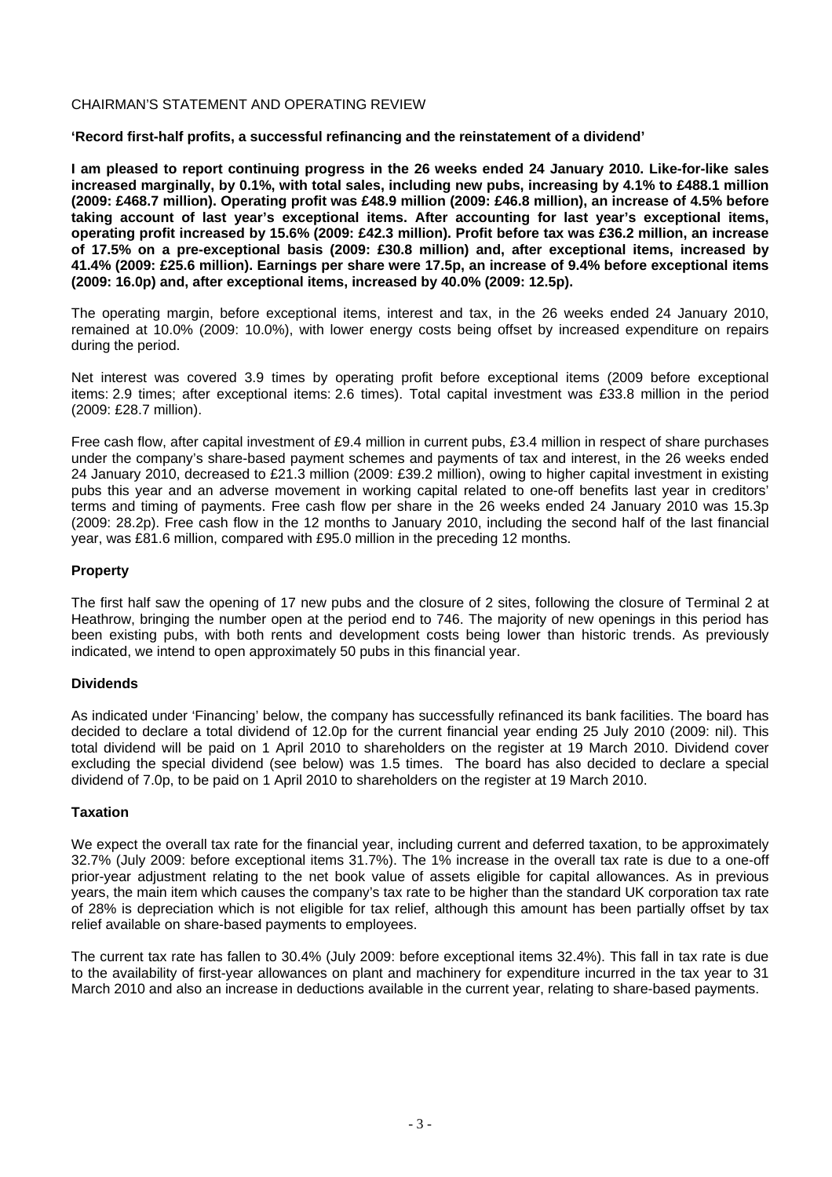CHAIRMAN'S STATEMENT AND OPERATING REVIEW

**'Record first-half profits, a successful refinancing and the reinstatement of a dividend'**

**I am pleased to report continuing progress in the 26 weeks ended 24 January 2010. Like-for-like sales increased marginally, by 0.1%, with total sales, including new pubs, increasing by 4.1% to £488.1 million (2009: £468.7 million). Operating profit was £48.9 million (2009: £46.8 million), an increase of 4.5% before taking account of last year's exceptional items. After accounting for last year's exceptional items, operating profit increased by 15.6% (2009: £42.3 million). Profit before tax was £36.2 million, an increase of 17.5% on a pre-exceptional basis (2009: £30.8 million) and, after exceptional items, increased by 41.4% (2009: £25.6 million). Earnings per share were 17.5p, an increase of 9.4% before exceptional items (2009: 16.0p) and, after exceptional items, increased by 40.0% (2009: 12.5p).**

The operating margin, before exceptional items, interest and tax, in the 26 weeks ended 24 January 2010, remained at 10.0% (2009: 10.0%), with lower energy costs being offset by increased expenditure on repairs during the period.

Net interest was covered 3.9 times by operating profit before exceptional items (2009 before exceptional items: 2.9 times; after exceptional items: 2.6 times). Total capital investment was £33.8 million in the period (2009: £28.7 million).

Free cash flow, after capital investment of £9.4 million in current pubs, £3.4 million in respect of share purchases under the company's share-based payment schemes and payments of tax and interest, in the 26 weeks ended 24 January 2010, decreased to £21.3 million (2009: £39.2 million), owing to higher capital investment in existing pubs this year and an adverse movement in working capital related to one-off benefits last year in creditors' terms and timing of payments. Free cash flow per share in the 26 weeks ended 24 January 2010 was 15.3p (2009: 28.2p). Free cash flow in the 12 months to January 2010, including the second half of the last financial year, was £81.6 million, compared with £95.0 million in the preceding 12 months.

## Property

The first half saw the opening of 17 new pubs and the closure of 2 sites, following the closure of Terminal 2 at Heathrow, bringing the number open at the period end to 746. The majority of new openings in this period has been existing pubs, with both rents and development costs being lower than historic trends. As previously indicated, we intend to open approximately 50 pubs in this financial year.

## Dividends

As indicated under 'Financing' below, the company has successfully refinanced its bank facilities. The board has decided to declare a total dividend of 12.0p for the current financial year ending 25 July 2010 (2009: nil). This total dividend will be paid on 1 April 2010 to shareholders on the register at 19 March 2010. Dividend cover excluding the special dividend (see below) was 1.5 times. The board has also decided to declare a special dividend of 7.0p, to be paid on 1 April 2010 to shareholders on the register at 19 March 2010.

## Taxation

We expect the overall tax rate for the financial year, including current and deferred taxation, to be approximately 32.7% (July 2009: before exceptional items 31.7%). The 1% increase in the overall tax rate is due to a one-off prior-year adjustment relating to the net book value of assets eligible for capital allowances. As in previous years, the main item which causes the company's tax rate to be higher than the standard UK corporation tax rate of 28% is depreciation which is not eligible for tax relief, although this amount has been partially offset by tax relief available on share-based payments to employees.

The current tax rate has fallen to 30.4% (July 2009: before exceptional items 32.4%). This fall in tax rate is due to the availability of first-year allowances on plant and machinery for expenditure incurred in the tax year to 31 March 2010 and also an increase in deductions available in the current year, relating to share-based payments.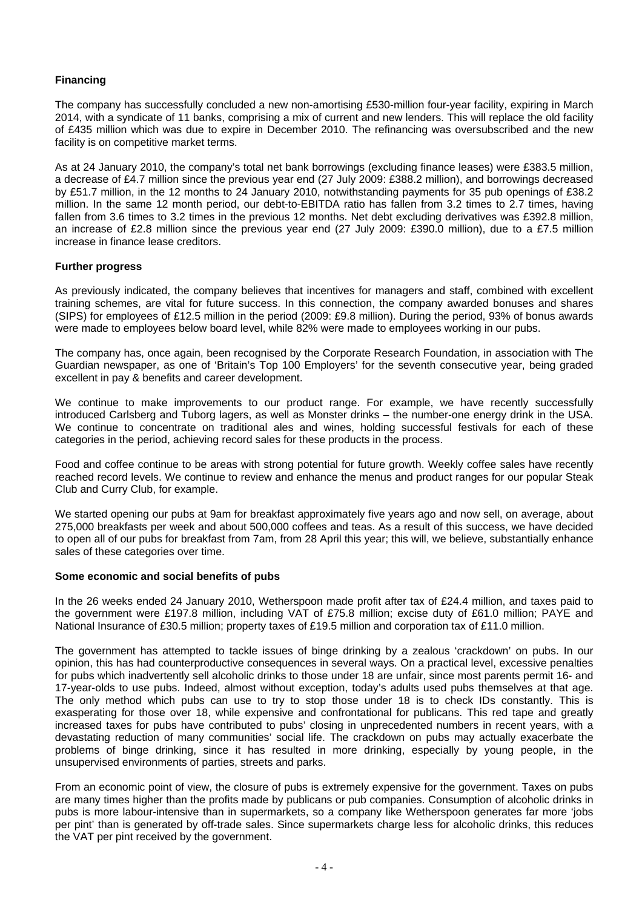**Financing**

The company has successfully concluded a new non-amortising £530-million four-year facility, expiring in March 2014, with a syndicate of 11 banks, comprising a mix of current and new lenders. This will replace the old facility of £435 million which was due to expire in December 2010. The refinancing was oversubscribed and the new facility is on competitive market terms.

As at 24 January 2010, the company's total net bank borrowings (excluding finance leases) were £383.5 million, a decrease of £4.7 million since the previous year end (27 July 2009: £388.2 million), and borrowings decreased by £51.7 million, in the 12 months to 24 January 2010, notwithstanding payments for 35 pub openings of £38.2 million. In the same 12 month period, our debt-to-EBITDA ratio has fallen from 3.2 times to 2.7 times, having fallen from 3.6 times to 3.2 times in the previous 12 months. Net debt excluding derivatives was £392.8 million, an increase of £2.8 million since the previous year end (27 July 2009: £390.0 million), due to a £7.5 million increase in finance lease creditors.

**Further progress**

As previously indicated, the company believes that incentives for managers and staff, combined with excellent training schemes, are vital for future success. In this connection, the company awarded bonuses and shares (SIPS) for employees of £12.5 million in the period (2009: £9.8 million). During the period, 93% of bonus awards were made to employees below board level, while 82% were made to employees working in our pubs.

The company has, once again, been recognised by the Corporate Research Foundation, in association with The Guardian newspaper, as one of 'Britain's Top 100 Employers' for the seventh consecutive year, being graded excellent in pay & benefits and career development.

We continue to make improvements to our product range. For example, we have recently successfully introduced Carlsberg and Tuborg lagers, as well as Monster drinks – the number-one energy drink in the USA. We continue to concentrate on traditional ales and wines, holding successful festivals for each of these categories in the period, achieving record sales for these products in the process.

Food and coffee continue to be areas with strong potential for future growth. Weekly coffee sales have recently reached record levels. We continue to review and enhance the menus and product ranges for our popular Steak Club and Curry Club, for example.

We started opening our pubs at 9am for breakfast approximately five years ago and now sell, on average, about 275,000 breakfasts per week and about 500,000 coffees and teas. As a result of this success, we have decided to open all of our pubs for breakfast from 7am, from 28 April this year; this will, we believe, substantially enhance sales of these categories over time.

**Some economic and social benefits of pubs**

In the 26 weeks ended 24 January 2010, Wetherspoon made profit after tax of £24.4 million, and taxes paid to the government were £197.8 million, including VAT of £75.8 million; excise duty of £61.0 million; PAYE and National Insurance of £30.5 million; property taxes of £19.5 million and corporation tax of £11.0 million.

The government has attempted to tackle issues of binge drinking by a zealous 'crackdown' on pubs. In our opinion, this has had counterproductive consequences in several ways. On a practical level, excessive penalties for pubs which inadvertently sell alcoholic drinks to those under 18 are unfair, since most parents permit 16- and 17-year-olds to use pubs. Indeed, almost without exception, today's adults used pubs themselves at that age. The only method which pubs can use to try to stop those under 18 is to check IDs constantly. This is exasperating for those over 18, while expensive and confrontational for publicans. This red tape and greatly increased taxes for pubs have contributed to pubs' closing in unprecedented numbers in recent years, with a devastating reduction of many communities' social life. The crackdown on pubs may actually exacerbate the problems of binge drinking, since it has resulted in more drinking, especially by young people, in the unsupervised environments of parties, streets and parks.

From an economic point of view, the closure of pubs is extremely expensive for the government. Taxes on pubs are many times higher than the profits made by publicans or pub companies. Consumption of alcoholic drinks in pubs is more labour-intensive than in supermarkets, so a company like Wetherspoon generates far more 'jobs per pint' than is generated by off-trade sales. Since supermarkets charge less for alcoholic drinks, this reduces the VAT per pint received by the government.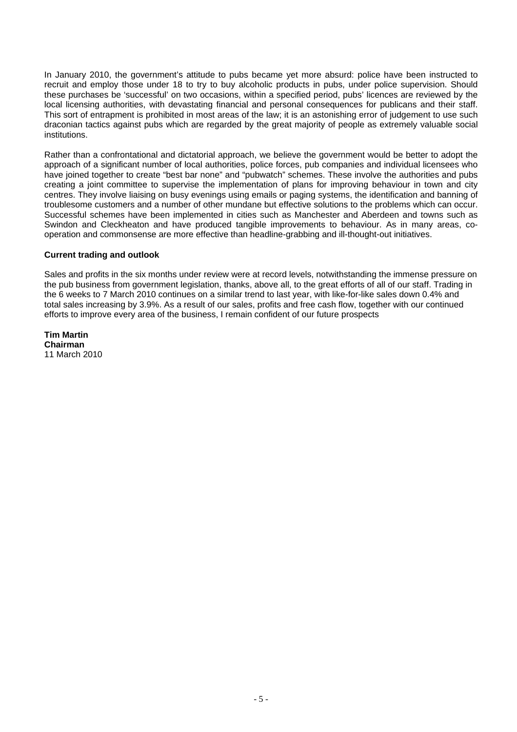In January 2010, the government's attitude to pubs became yet more absurd: police have been instructed to recruit and employ those under 18 to try to buy alcoholic products in pubs, under police supervision. Should these purchases be 'successful' on two occasions, within a specified period, pubs' licences are reviewed by the local licensing authorities, with devastating financial and personal consequences for publicans and their staff. This sort of entrapment is prohibited in most areas of the law; it is an astonishing error of judgement to use such draconian tactics against pubs which are regarded by the great majority of people as extremely valuable social institutions.

Rather than a confrontational and dictatorial approach, we believe the government would be better to adopt the approach of a significant number of local authorities, police forces, pub companies and individual licensees who have joined together to create "best bar none" and "pubwatch" schemes. These involve the authorities and pubs creating a joint committee to supervise the implementation of plans for improving behaviour in town and city centres. They involve liaising on busy evenings using emails or paging systems, the identification and banning of troublesome customers and a number of other mundane but effective solutions to the problems which can occur. Successful schemes have been implemented in cities such as Manchester and Aberdeen and towns such as Swindon and Cleckheaton and have produced tangible improvements to behaviour. As in many areas, co-operation and commonsense are more effective than headline-grabbing and ill-thought-out initiatives.

**Current trading and outlook**

Sales and profits in the six months under review were at record levels, notwithstanding the immense pressure on the pub business from government legislation, thanks, above all, to the great efforts of all of our staff. Trading in the 6 weeks to 7 March 2010 continues on a similar trend to last year, with like-for-like sales down 0.4% and total sales increasing by 3.9%. As a result of our sales, profits and free cash flow, together with our continued efforts to improve every area of the business, I remain confident of our future prospects

**Tim Martin**
**Chairman**
11 March 2010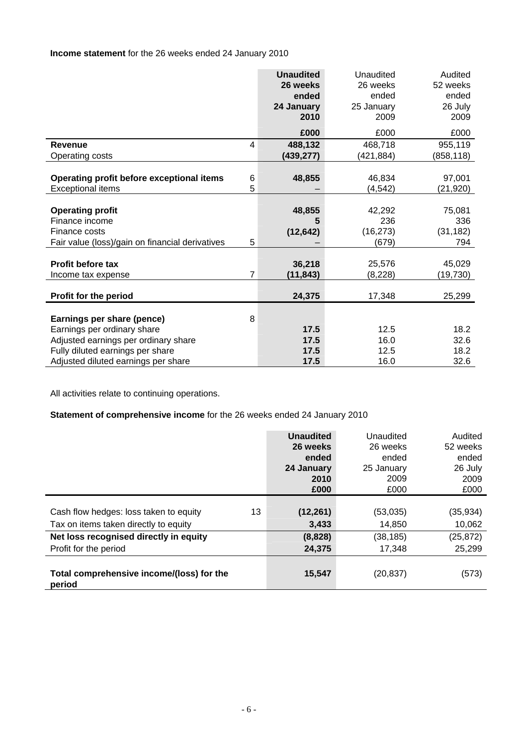**Income statement** for the 26 weeks ended 24 January 2010

| | | **Unaudited 26 weeks ended 24 January 2010** | Unaudited 26 weeks ended 25 January 2009 | Audited 52 weeks ended 26 July 2009 |
|---|---|---|---|---|
| | | **£000** | £000 | £000 |
| **Revenue** | 4 | **488,132** | 468,718 | 955,119 |
| Operating costs | | **(439,277)** | (421,884) | (858,118) |
| **Operating profit before exceptional items** | 6 | **48,855** | 46,834 | 97,001 |
| Exceptional items | 5 | **–** | (4,542) | (21,920) |
| **Operating profit** | | **48,855** | 42,292 | 75,081 |
| Finance income | | **5** | 236 | 336 |
| Finance costs | | **(12,642)** | (16,273) | (31,182) |
| Fair value (loss)/gain on financial derivatives | 5 | **–** | (679) | 794 |
| **Profit before tax** | | **36,218** | 25,576 | 45,029 |
| Income tax expense | 7 | **(11,843)** | (8,228) | (19,730) |
| **Profit for the period** | | **24,375** | 17,348 | 25,299 |
| **Earnings per share (pence)** | 8 | | | |
| Earnings per ordinary share | | **17.5** | 12.5 | 18.2 |
| Adjusted earnings per ordinary share | | **17.5** | 16.0 | 32.6 |
| Fully diluted earnings per share | | **17.5** | 12.5 | 18.2 |
| Adjusted diluted earnings per share | | **17.5** | 16.0 | 32.6 |

All activities relate to continuing operations.

**Statement of comprehensive income** for the 26 weeks ended 24 January 2010

| | | **Unaudited 26 weeks ended 24 January 2010 £000** | Unaudited 26 weeks ended 25 January 2009 £000 | Audited 52 weeks ended 26 July 2009 £000 |
|---|---|---|---|---|
| Cash flow hedges: loss taken to equity | 13 | **(12,261)** | (53,035) | (35,934) |
| Tax on items taken directly to equity | | **3,433** | 14,850 | 10,062 |
| **Net loss recognised directly in equity** | | **(8,828)** | (38,185) | (25,872) |
| Profit for the period | | **24,375** | 17,348 | 25,299 |
| **Total comprehensive income/(loss) for the period** | | **15,547** | (20,837) | (573) |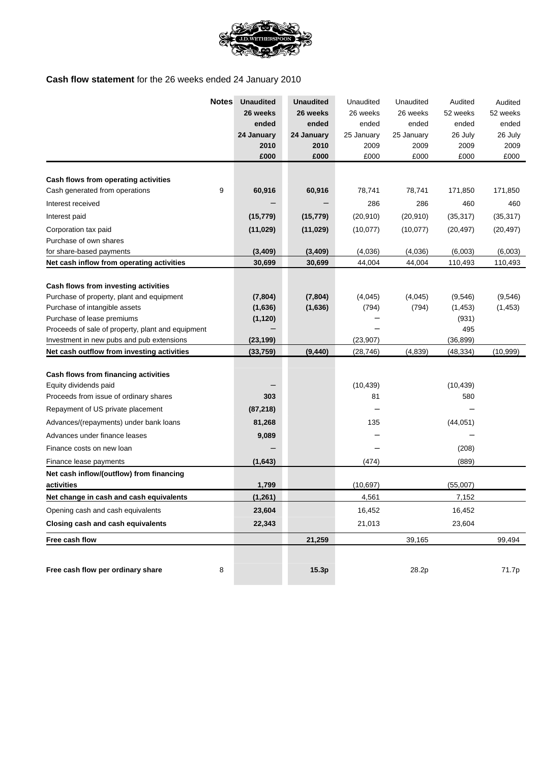**Cash flow statement** for the 26 weeks ended 24 January 2010

| | Notes | **Unaudited 26 weeks ended 24 January 2010 £000** | **Unaudited 26 weeks ended 24 January 2010 £000** | Unaudited 26 weeks ended 25 January 2009 £000 | Unaudited 26 weeks ended 25 January 2009 £000 | Audited 52 weeks ended 26 July 2009 £000 | Audited 52 weeks ended 26 July 2009 £000 |
|---|---|---|---|---|---|---|---|
| **Cash flows from operating activities** | | | | | | | |
| Cash generated from operations | 9 | **60,916** | **60,916** | 78,741 | 78,741 | 171,850 | 171,850 |
| Interest received | | **–** | **–** | 286 | 286 | 460 | 460 |
| Interest paid | | **(15,779)** | **(15,779)** | (20,910) | (20,910) | (35,317) | (35,317) |
| Corporation tax paid | | **(11,029)** | **(11,029)** | (10,077) | (10,077) | (20,497) | (20,497) |
| Purchase of own shares for share-based payments | | **(3,409)** | **(3,409)** | (4,036) | (4,036) | (6,003) | (6,003) |
| **Net cash inflow from operating activities** | | **30,699** | **30,699** | 44,004 | 44,004 | 110,493 | 110,493 |
| **Cash flows from investing activities** | | | | | | | |
| Purchase of property, plant and equipment | | **(7,804)** | **(7,804)** | (4,045) | (4,045) | (9,546) | (9,546) |
| Purchase of intangible assets | | **(1,636)** | **(1,636)** | (794) | (794) | (1,453) | (1,453) |
| Purchase of lease premiums | | **(1,120)** | | – | | (931) | |
| Proceeds of sale of property, plant and equipment | | **–** | | – | | 495 | |
| Investment in new pubs and pub extensions | | **(23,199)** | | (23,907) | | (36,899) | |
| **Net cash outflow from investing activities** | | **(33,759)** | **(9,440)** | (28,746) | (4,839) | (48,334) | (10,999) |
| **Cash flows from financing activities** | | | | | | | |
| Equity dividends paid | | **–** | | (10,439) | | (10,439) | |
| Proceeds from issue of ordinary shares | | **303** | | 81 | | 580 | |
| Repayment of US private placement | | **(87,218)** | | – | | – | |
| Advances/(repayments) under bank loans | | **81,268** | | 135 | | (44,051) | |
| Advances under finance leases | | **9,089** | | – | | – | |
| Finance costs on new loan | | **–** | | – | | (208) | |
| Finance lease payments | | **(1,643)** | | (474) | | (889) | |
| **Net cash inflow/(outflow) from financing activities** | | **1,799** | | (10,697) | | (55,007) | |
| **Net change in cash and cash equivalents** | | **(1,261)** | | 4,561 | | 7,152 | |
| Opening cash and cash equivalents | | **23,604** | | 16,452 | | 16,452 | |
| **Closing cash and cash equivalents** | | **22,343** | | 21,013 | | 23,604 | |
| **Free cash flow** | | | **21,259** | | 39,165 | | 99,494 |
| **Free cash flow per ordinary share** | 8 | | **15.3p** | | 28.2p | | 71.7p |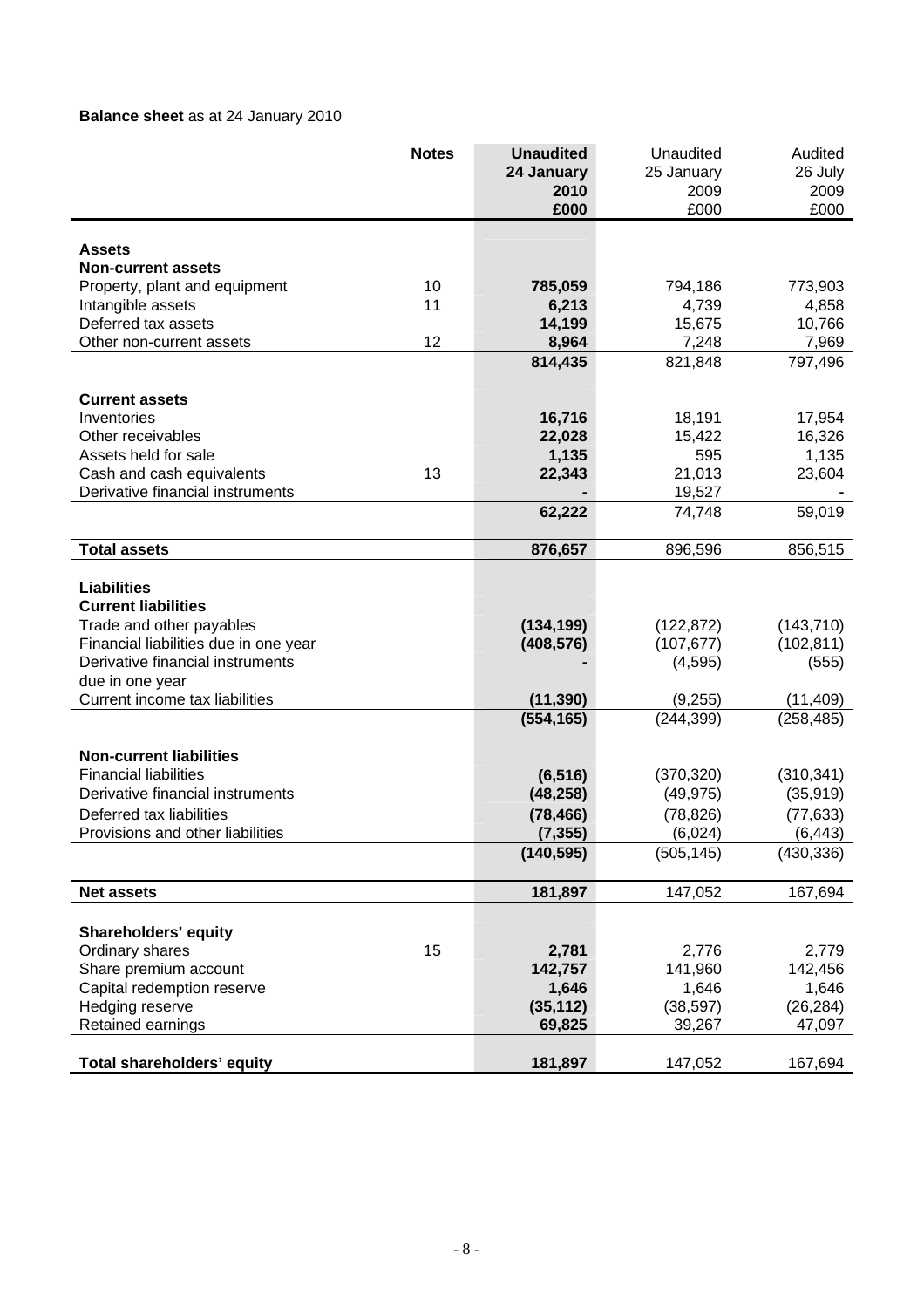**Balance sheet** as at 24 January 2010

| | Notes | **Unaudited 24 January 2010 £000** | Unaudited 25 January 2009 £000 | Audited 26 July 2009 £000 |
|---|---|---|---|---|
| **Assets** | | | | |
| **Non-current assets** | | | | |
| Property, plant and equipment | 10 | **785,059** | 794,186 | 773,903 |
| Intangible assets | 11 | **6,213** | 4,739 | 4,858 |
| Deferred tax assets | | **14,199** | 15,675 | 10,766 |
| Other non-current assets | 12 | **8,964** | 7,248 | 7,969 |
| | | **814,435** | 821,848 | 797,496 |
| **Current assets** | | | | |
| Inventories | | **16,716** | 18,191 | 17,954 |
| Other receivables | | **22,028** | 15,422 | 16,326 |
| Assets held for sale | | **1,135** | 595 | 1,135 |
| Cash and cash equivalents | 13 | **22,343** | 21,013 | 23,604 |
| Derivative financial instruments | | **-** | 19,527 | - |
| | | **62,222** | 74,748 | 59,019 |
| **Total assets** | | **876,657** | 896,596 | 856,515 |
| **Liabilities** | | | | |
| **Current liabilities** | | | | |
| Trade and other payables | | **(134,199)** | (122,872) | (143,710) |
| Financial liabilities due in one year | | **(408,576)** | (107,677) | (102,811) |
| Derivative financial instruments due in one year | | **-** | (4,595) | (555) |
| Current income tax liabilities | | **(11,390)** | (9,255) | (11,409) |
| | | **(554,165)** | (244,399) | (258,485) |
| **Non-current liabilities** | | | | |
| Financial liabilities | | **(6,516)** | (370,320) | (310,341) |
| Derivative financial instruments | | **(48,258)** | (49,975) | (35,919) |
| Deferred tax liabilities | | **(78,466)** | (78,826) | (77,633) |
| Provisions and other liabilities | | **(7,355)** | (6,024) | (6,443) |
| | | **(140,595)** | (505,145) | (430,336) |
| **Net assets** | | **181,897** | 147,052 | 167,694 |
| **Shareholders' equity** | | | | |
| Ordinary shares | 15 | **2,781** | 2,776 | 2,779 |
| Share premium account | | **142,757** | 141,960 | 142,456 |
| Capital redemption reserve | | **1,646** | 1,646 | 1,646 |
| Hedging reserve | | **(35,112)** | (38,597) | (26,284) |
| Retained earnings | | **69,825** | 39,267 | 47,097 |
| **Total shareholders' equity** | | **181,897** | 147,052 | 167,694 |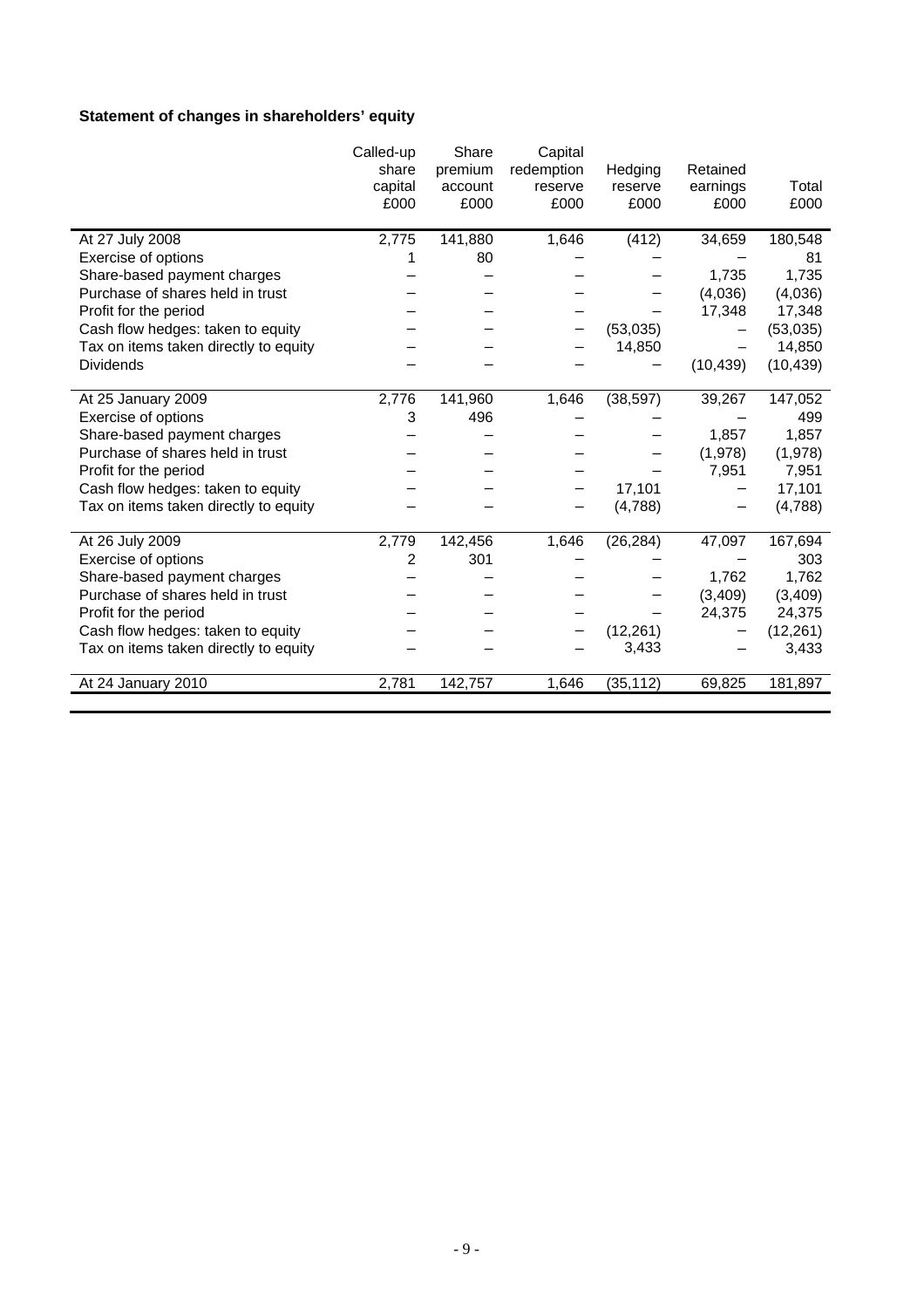**Statement of changes in shareholders' equity**

| | Called-up share capital £000 | Share premium account £000 | Capital redemption reserve £000 | Hedging reserve £000 | Retained earnings £000 | Total £000 |
|---|---|---|---|---|---|---|
| At 27 July 2008 | 2,775 | 141,880 | 1,646 | (412) | 34,659 | 180,548 |
| Exercise of options | 1 | 80 | – | – | – | 81 |
| Share-based payment charges | – | – | – | – | 1,735 | 1,735 |
| Purchase of shares held in trust | – | – | – | – | (4,036) | (4,036) |
| Profit for the period | – | – | – | – | 17,348 | 17,348 |
| Cash flow hedges: taken to equity | – | – | – | (53,035) | – | (53,035) |
| Tax on items taken directly to equity | – | – | – | 14,850 | – | 14,850 |
| Dividends | – | – | – | – | (10,439) | (10,439) |
| At 25 January 2009 | 2,776 | 141,960 | 1,646 | (38,597) | 39,267 | 147,052 |
| Exercise of options | 3 | 496 | – | – | – | 499 |
| Share-based payment charges | – | – | – | – | 1,857 | 1,857 |
| Purchase of shares held in trust | – | – | – | – | (1,978) | (1,978) |
| Profit for the period | – | – | – | – | 7,951 | 7,951 |
| Cash flow hedges: taken to equity | – | – | – | 17,101 | – | 17,101 |
| Tax on items taken directly to equity | – | – | – | (4,788) | – | (4,788) |
| At 26 July 2009 | 2,779 | 142,456 | 1,646 | (26,284) | 47,097 | 167,694 |
| Exercise of options | 2 | 301 | – | – | – | 303 |
| Share-based payment charges | – | – | – | – | 1,762 | 1,762 |
| Purchase of shares held in trust | – | – | – | – | (3,409) | (3,409) |
| Profit for the period | – | – | – | – | 24,375 | 24,375 |
| Cash flow hedges: taken to equity | – | – | – | (12,261) | – | (12,261) |
| Tax on items taken directly to equity | – | – | – | 3,433 | – | 3,433 |
| At 24 January 2010 | 2,781 | 142,757 | 1,646 | (35,112) | 69,825 | 181,897 |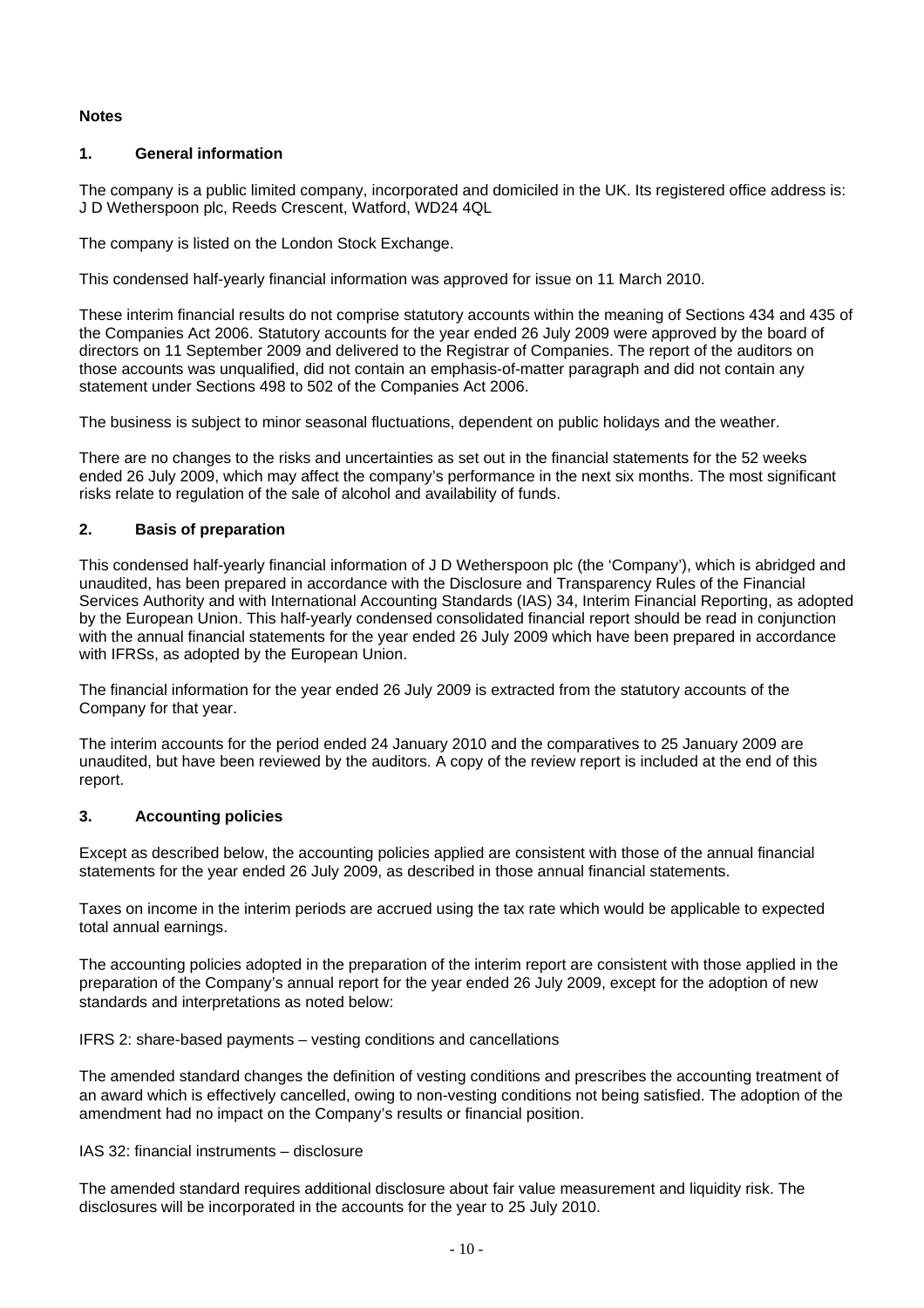**Notes**

## 1. General information

The company is a public limited company, incorporated and domiciled in the UK. Its registered office address is: J D Wetherspoon plc, Reeds Crescent, Watford, WD24 4QL

The company is listed on the London Stock Exchange.

This condensed half-yearly financial information was approved for issue on 11 March 2010.

These interim financial results do not comprise statutory accounts within the meaning of Sections 434 and 435 of the Companies Act 2006. Statutory accounts for the year ended 26 July 2009 were approved by the board of directors on 11 September 2009 and delivered to the Registrar of Companies. The report of the auditors on those accounts was unqualified, did not contain an emphasis-of-matter paragraph and did not contain any statement under Sections 498 to 502 of the Companies Act 2006.

The business is subject to minor seasonal fluctuations, dependent on public holidays and the weather.

There are no changes to the risks and uncertainties as set out in the financial statements for the 52 weeks ended 26 July 2009, which may affect the company's performance in the next six months. The most significant risks relate to regulation of the sale of alcohol and availability of funds.

## 2. Basis of preparation

This condensed half-yearly financial information of J D Wetherspoon plc (the 'Company'), which is abridged and unaudited, has been prepared in accordance with the Disclosure and Transparency Rules of the Financial Services Authority and with International Accounting Standards (IAS) 34, Interim Financial Reporting, as adopted by the European Union. This half-yearly condensed consolidated financial report should be read in conjunction with the annual financial statements for the year ended 26 July 2009 which have been prepared in accordance with IFRSs, as adopted by the European Union.

The financial information for the year ended 26 July 2009 is extracted from the statutory accounts of the Company for that year.

The interim accounts for the period ended 24 January 2010 and the comparatives to 25 January 2009 are unaudited, but have been reviewed by the auditors. A copy of the review report is included at the end of this report.

## 3. Accounting policies

Except as described below, the accounting policies applied are consistent with those of the annual financial statements for the year ended 26 July 2009, as described in those annual financial statements.

Taxes on income in the interim periods are accrued using the tax rate which would be applicable to expected total annual earnings.

The accounting policies adopted in the preparation of the interim report are consistent with those applied in the preparation of the Company's annual report for the year ended 26 July 2009, except for the adoption of new standards and interpretations as noted below:

IFRS 2: share-based payments – vesting conditions and cancellations

The amended standard changes the definition of vesting conditions and prescribes the accounting treatment of an award which is effectively cancelled, owing to non-vesting conditions not being satisfied. The adoption of the amendment had no impact on the Company's results or financial position.

IAS 32: financial instruments – disclosure

The amended standard requires additional disclosure about fair value measurement and liquidity risk. The disclosures will be incorporated in the accounts for the year to 25 July 2010.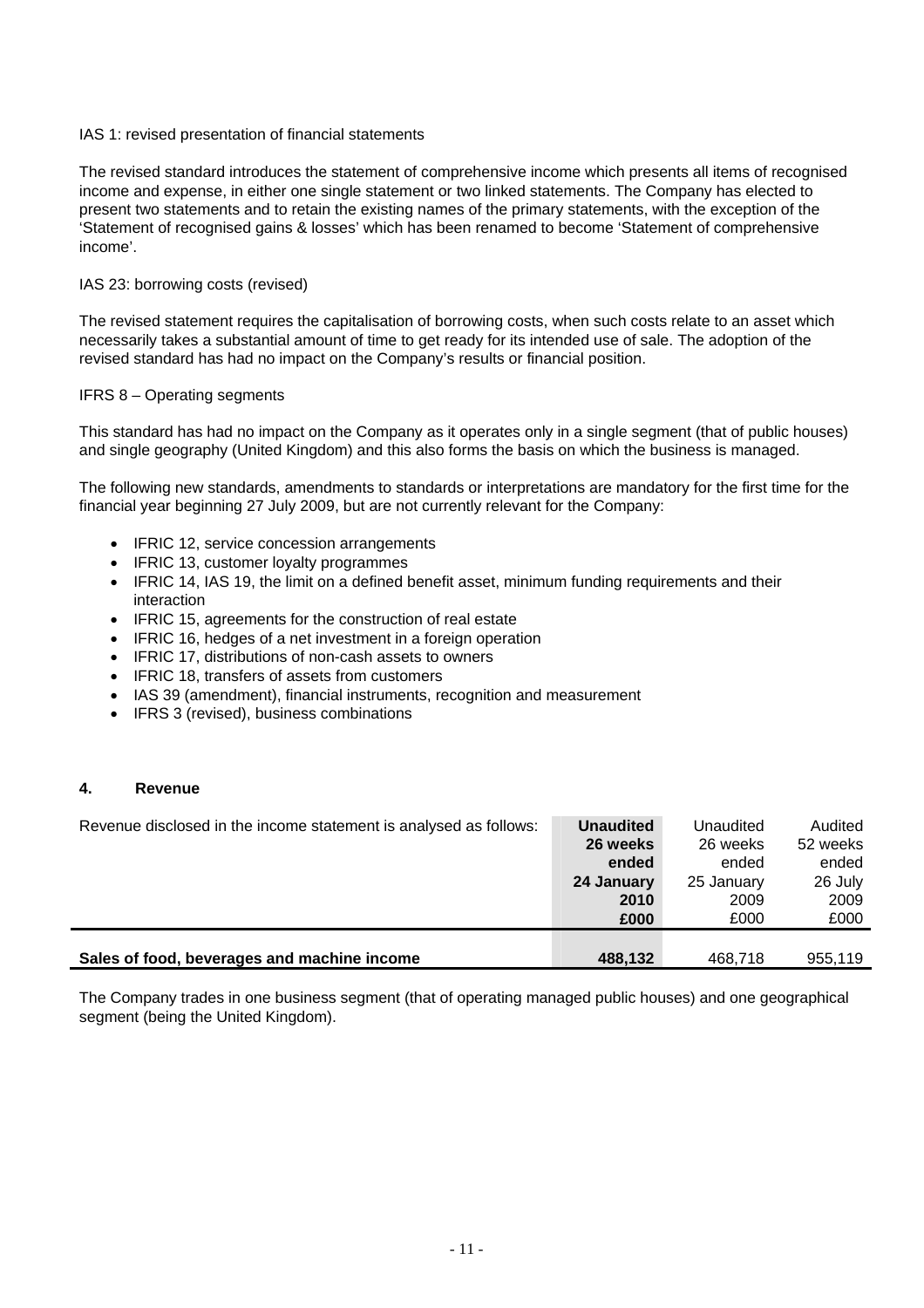IAS 1: revised presentation of financial statements

The revised standard introduces the statement of comprehensive income which presents all items of recognised income and expense, in either one single statement or two linked statements. The Company has elected to present two statements and to retain the existing names of the primary statements, with the exception of the 'Statement of recognised gains & losses' which has been renamed to become 'Statement of comprehensive income'.

IAS 23: borrowing costs (revised)

The revised statement requires the capitalisation of borrowing costs, when such costs relate to an asset which necessarily takes a substantial amount of time to get ready for its intended use of sale. The adoption of the revised standard has had no impact on the Company's results or financial position.

IFRS 8 – Operating segments

This standard has had no impact on the Company as it operates only in a single segment (that of public houses) and single geography (United Kingdom) and this also forms the basis on which the business is managed.

The following new standards, amendments to standards or interpretations are mandatory for the first time for the financial year beginning 27 July 2009, but are not currently relevant for the Company:

- IFRIC 12, service concession arrangements
- IFRIC 13, customer loyalty programmes
- IFRIC 14, IAS 19, the limit on a defined benefit asset, minimum funding requirements and their interaction
- IFRIC 15, agreements for the construction of real estate
- IFRIC 16, hedges of a net investment in a foreign operation
- IFRIC 17, distributions of non-cash assets to owners
- IFRIC 18, transfers of assets from customers
- IAS 39 (amendment), financial instruments, recognition and measurement
- IFRS 3 (revised), business combinations

## 4. Revenue

| Revenue disclosed in the income statement is analysed as follows: | **Unaudited 26 weeks ended 24 January 2010 £000** | Unaudited 26 weeks ended 25 January 2009 £000 | Audited 52 weeks ended 26 July 2009 £000 |
|---|---|---|---|
| **Sales of food, beverages and machine income** | **488,132** | 468,718 | 955,119 |

The Company trades in one business segment (that of operating managed public houses) and one geographical segment (being the United Kingdom).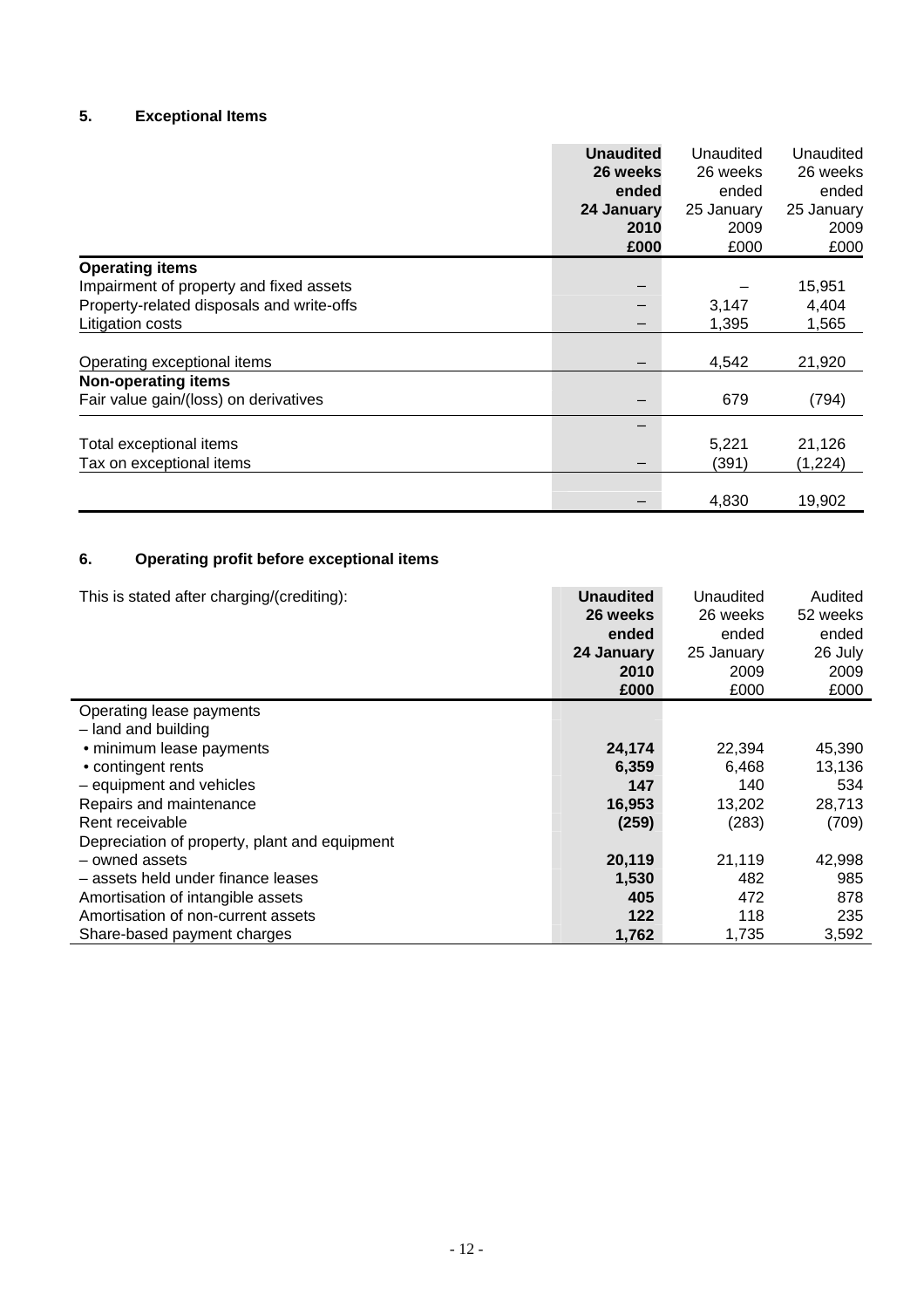## 5. Exceptional Items

| | **Unaudited 26 weeks ended 24 January 2010 £000** | Unaudited 26 weeks ended 25 January 2009 £000 | Unaudited 26 weeks ended 25 January 2009 £000 |
|---|---|---|---|
| **Operating items** | | | |
| Impairment of property and fixed assets | – | – | 15,951 |
| Property-related disposals and write-offs | – | 3,147 | 4,404 |
| Litigation costs | – | 1,395 | 1,565 |
| Operating exceptional items | – | 4,542 | 21,920 |
| **Non-operating items** | | | |
| Fair value gain/(loss) on derivatives | – | 679 | (794) |
| | – | | |
| Total exceptional items | | 5,221 | 21,126 |
| Tax on exceptional items | – | (391) | (1,224) |
| | – | 4,830 | 19,902 |

## 6. Operating profit before exceptional items

| This is stated after charging/(crediting): | **Unaudited 26 weeks ended 24 January 2010 £000** | Unaudited 26 weeks ended 25 January 2009 £000 | Audited 52 weeks ended 26 July 2009 £000 |
|---|---|---|---|
| Operating lease payments | | | |
| – land and building | | | |
| • minimum lease payments | **24,174** | 22,394 | 45,390 |
| • contingent rents | **6,359** | 6,468 | 13,136 |
| – equipment and vehicles | **147** | 140 | 534 |
| Repairs and maintenance | **16,953** | 13,202 | 28,713 |
| Rent receivable | **(259)** | (283) | (709) |
| Depreciation of property, plant and equipment | | | |
| – owned assets | **20,119** | 21,119 | 42,998 |
| – assets held under finance leases | **1,530** | 482 | 985 |
| Amortisation of intangible assets | **405** | 472 | 878 |
| Amortisation of non-current assets | **122** | 118 | 235 |
| Share-based payment charges | **1,762** | 1,735 | 3,592 |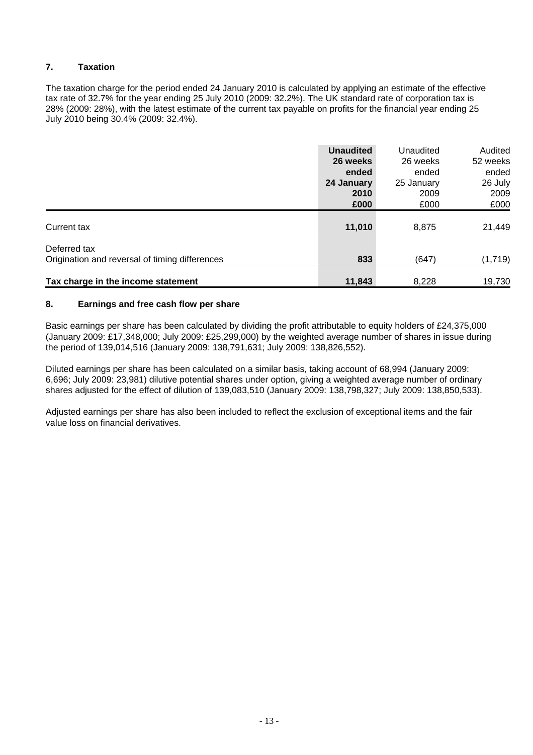## 7. Taxation

The taxation charge for the period ended 24 January 2010 is calculated by applying an estimate of the effective tax rate of 32.7% for the year ending 25 July 2010 (2009: 32.2%). The UK standard rate of corporation tax is 28% (2009: 28%), with the latest estimate of the current tax payable on profits for the financial year ending 25 July 2010 being 30.4% (2009: 32.4%).

| | **Unaudited 26 weeks ended 24 January 2010 £000** | Unaudited 26 weeks ended 25 January 2009 £000 | Audited 52 weeks ended 26 July 2009 £000 |
|---|---|---|---|
| Current tax | **11,010** | 8,875 | 21,449 |
| Deferred tax | | | |
| Origination and reversal of timing differences | **833** | (647) | (1,719) |
| **Tax charge in the income statement** | **11,843** | 8,228 | 19,730 |

## 8. Earnings and free cash flow per share

Basic earnings per share has been calculated by dividing the profit attributable to equity holders of £24,375,000 (January 2009: £17,348,000; July 2009: £25,299,000) by the weighted average number of shares in issue during the period of 139,014,516 (January 2009: 138,791,631; July 2009: 138,826,552).

Diluted earnings per share has been calculated on a similar basis, taking account of 68,994 (January 2009: 6,696; July 2009: 23,981) dilutive potential shares under option, giving a weighted average number of ordinary shares adjusted for the effect of dilution of 139,083,510 (January 2009: 138,798,327; July 2009: 138,850,533).

Adjusted earnings per share has also been included to reflect the exclusion of exceptional items and the fair value loss on financial derivatives.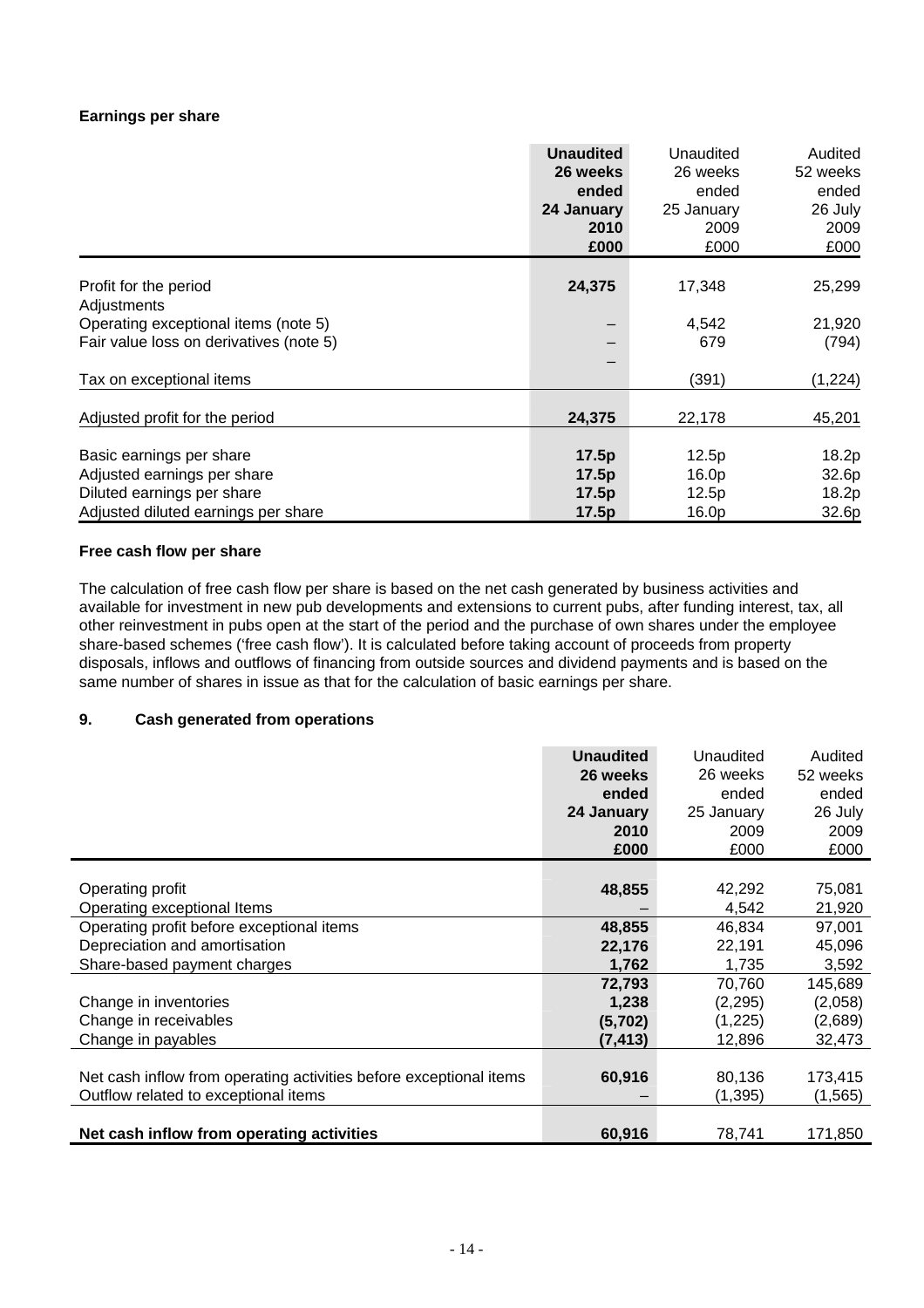**Earnings per share**

| | Unaudited 26 weeks ended 24 January 2010 £000 | Unaudited 26 weeks ended 25 January 2009 £000 | Audited 52 weeks ended 26 July 2009 £000 |
|---|---|---|---|
| Profit for the period | **24,375** | 17,348 | 25,299 |
| Adjustments | | | |
| Operating exceptional items (note 5) | – | 4,542 | 21,920 |
| Fair value loss on derivatives (note 5) | – | 679 | (794) |
| Tax on exceptional items | – | (391) | (1,224) |
| Adjusted profit for the period | **24,375** | 22,178 | 45,201 |
| Basic earnings per share | **17.5p** | 12.5p | 18.2p |
| Adjusted earnings per share | **17.5p** | 16.0p | 32.6p |
| Diluted earnings per share | **17.5p** | 12.5p | 18.2p |
| Adjusted diluted earnings per share | **17.5p** | 16.0p | 32.6p |

**Free cash flow per share**

The calculation of free cash flow per share is based on the net cash generated by business activities and available for investment in new pub developments and extensions to current pubs, after funding interest, tax, all other reinvestment in pubs open at the start of the period and the purchase of own shares under the employee share-based schemes ('free cash flow'). It is calculated before taking account of proceeds from property disposals, inflows and outflows of financing from outside sources and dividend payments and is based on the same number of shares in issue as that for the calculation of basic earnings per share.

**9. Cash generated from operations**

| | Unaudited 26 weeks ended 24 January 2010 £000 | Unaudited 26 weeks ended 25 January 2009 £000 | Audited 52 weeks ended 26 July 2009 £000 |
|---|---|---|---|
| Operating profit | **48,855** | 42,292 | 75,081 |
| Operating exceptional Items | – | 4,542 | 21,920 |
| Operating profit before exceptional items | **48,855** | 46,834 | 97,001 |
| Depreciation and amortisation | **22,176** | 22,191 | 45,096 |
| Share-based payment charges | **1,762** | 1,735 | 3,592 |
| | **72,793** | 70,760 | 145,689 |
| Change in inventories | **1,238** | (2,295) | (2,058) |
| Change in receivables | **(5,702)** | (1,225) | (2,689) |
| Change in payables | **(7,413)** | 12,896 | 32,473 |
| Net cash inflow from operating activities before exceptional items | **60,916** | 80,136 | 173,415 |
| Outflow related to exceptional items | – | (1,395) | (1,565) |
| **Net cash inflow from operating activities** | **60,916** | 78,741 | 171,850 |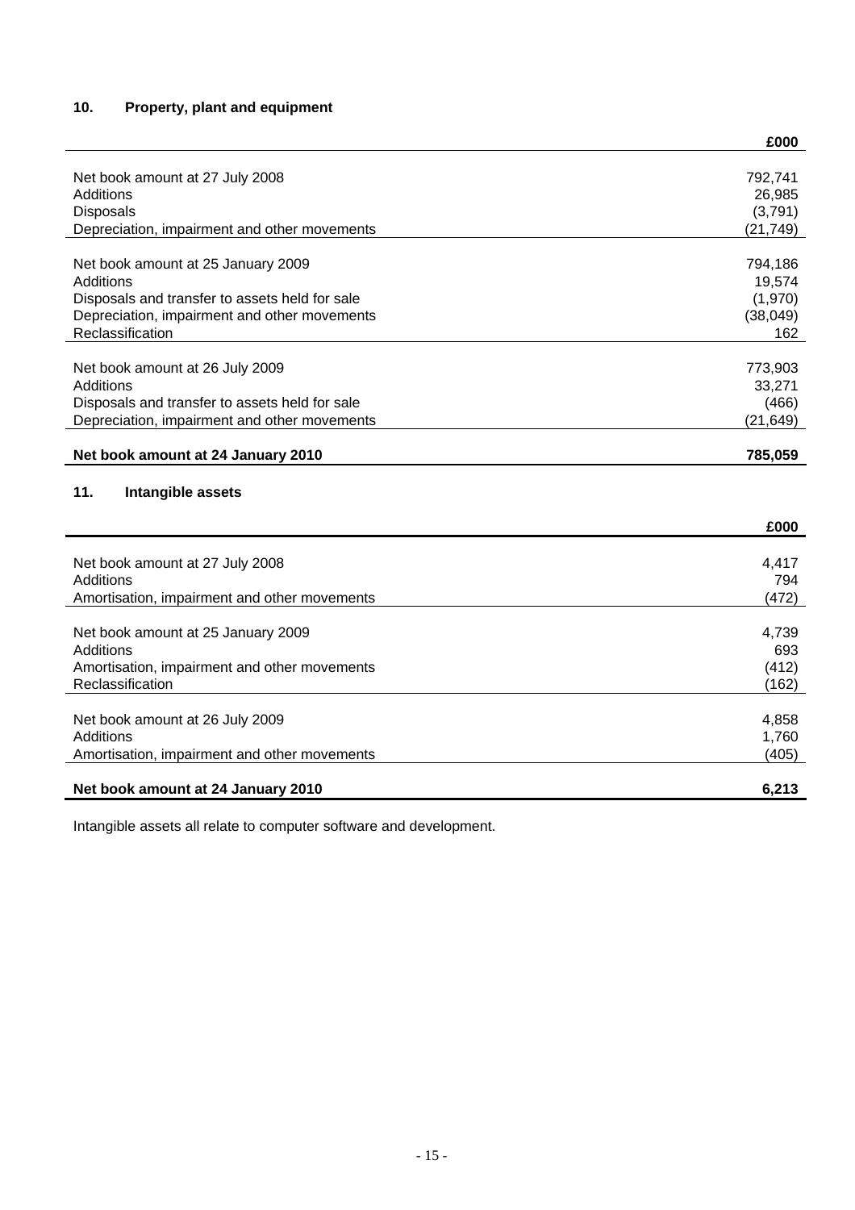## 10. Property, plant and equipment

| | £000 |
|---|---|
| Net book amount at 27 July 2008 | 792,741 |
| Additions | 26,985 |
| Disposals | (3,791) |
| Depreciation, impairment and other movements | (21,749) |
| Net book amount at 25 January 2009 | 794,186 |
| Additions | 19,574 |
| Disposals and transfer to assets held for sale | (1,970) |
| Depreciation, impairment and other movements | (38,049) |
| Reclassification | 162 |
| Net book amount at 26 July 2009 | 773,903 |
| Additions | 33,271 |
| Disposals and transfer to assets held for sale | (466) |
| Depreciation, impairment and other movements | (21,649) |
| **Net book amount at 24 January 2010** | **785,059** |

## 11. Intangible assets

| | £000 |
|---|---|
| Net book amount at 27 July 2008 | 4,417 |
| Additions | 794 |
| Amortisation, impairment and other movements | (472) |
| Net book amount at 25 January 2009 | 4,739 |
| Additions | 693 |
| Amortisation, impairment and other movements | (412) |
| Reclassification | (162) |
| Net book amount at 26 July 2009 | 4,858 |
| Additions | 1,760 |
| Amortisation, impairment and other movements | (405) |
| **Net book amount at 24 January 2010** | **6,213** |

Intangible assets all relate to computer software and development.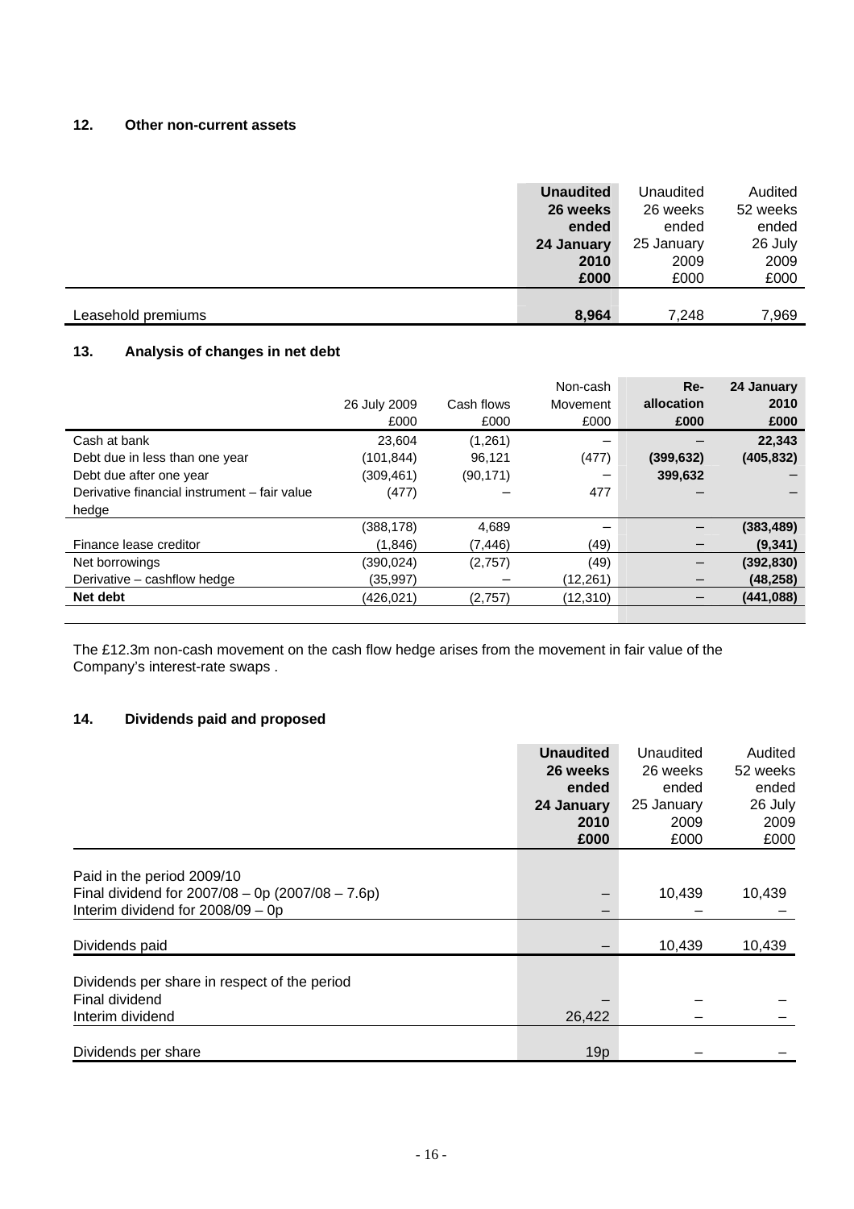## 12. Other non-current assets

| | **Unaudited 26 weeks ended 24 January 2010 £000** | Unaudited 26 weeks ended 25 January 2009 £000 | Audited 52 weeks ended 26 July 2009 £000 |
|---|---|---|---|
| Leasehold premiums | **8,964** | 7,248 | 7,969 |

## 13. Analysis of changes in net debt

| | 26 July 2009 £000 | Cash flows £000 | Non-cash Movement £000 | **Re-allocation £000** | **24 January 2010 £000** |
|---|---|---|---|---|---|
| Cash at bank | 23,604 | (1,261) | – | – | **22,343** |
| Debt due in less than one year | (101,844) | 96,121 | (477) | **(399,632)** | **(405,832)** |
| Debt due after one year | (309,461) | (90,171) | – | **399,632** | – |
| Derivative financial instrument – fair value hedge | (477) | – | 477 | – | – |
| | (388,178) | 4,689 | – | – | **(383,489)** |
| Finance lease creditor | (1,846) | (7,446) | (49) | – | **(9,341)** |
| Net borrowings | (390,024) | (2,757) | (49) | – | **(392,830)** |
| Derivative – cashflow hedge | (35,997) | – | (12,261) | – | **(48,258)** |
| **Net debt** | (426,021) | (2,757) | (12,310) | – | **(441,088)** |

The £12.3m non-cash movement on the cash flow hedge arises from the movement in fair value of the Company's interest-rate swaps .

## 14. Dividends paid and proposed

| | **Unaudited 26 weeks ended 24 January 2010 £000** | Unaudited 26 weeks ended 25 January 2009 £000 | Audited 52 weeks ended 26 July 2009 £000 |
|---|---|---|---|
| Paid in the period 2009/10 | | | |
| Final dividend for 2007/08 – 0p (2007/08 – 7.6p) | – | 10,439 | 10,439 |
| Interim dividend for 2008/09 – 0p | – | – | – |
| Dividends paid | – | 10,439 | 10,439 |
| Dividends per share in respect of the period | | | |
| Final dividend | – | – | – |
| Interim dividend | 26,422 | – | – |
| Dividends per share | 19p | – | – |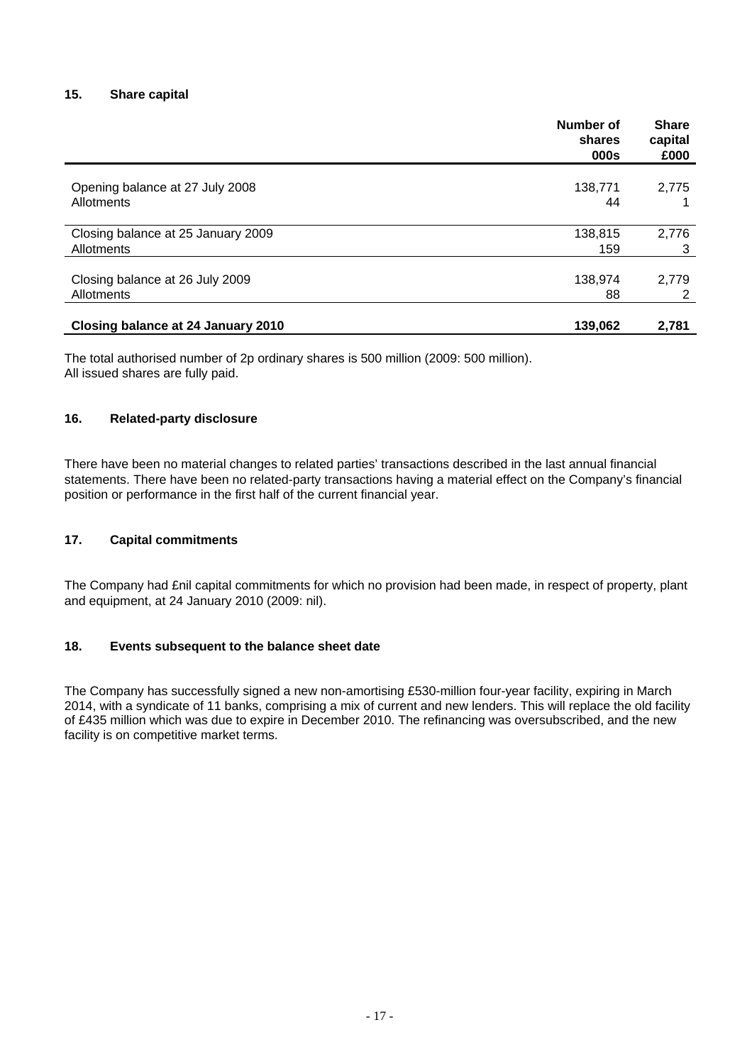## 15. Share capital

| | Number of shares 000s | Share capital £000 |
|---|---|---|
| Opening balance at 27 July 2008 | 138,771 | 2,775 |
| Allotments | 44 | 1 |
| Closing balance at 25 January 2009 | 138,815 | 2,776 |
| Allotments | 159 | 3 |
| Closing balance at 26 July 2009 | 138,974 | 2,779 |
| Allotments | 88 | 2 |
| **Closing balance at 24 January 2010** | **139,062** | **2,781** |

The total authorised number of 2p ordinary shares is 500 million (2009: 500 million).
All issued shares are fully paid.

## 16. Related-party disclosure

There have been no material changes to related parties' transactions described in the last annual financial statements. There have been no related-party transactions having a material effect on the Company's financial position or performance in the first half of the current financial year.

## 17. Capital commitments

The Company had £nil capital commitments for which no provision had been made, in respect of property, plant and equipment, at 24 January 2010 (2009: nil).

## 18. Events subsequent to the balance sheet date

The Company has successfully signed a new non-amortising £530-million four-year facility, expiring in March 2014, with a syndicate of 11 banks, comprising a mix of current and new lenders. This will replace the old facility of £435 million which was due to expire in December 2010. The refinancing was oversubscribed, and the new facility is on competitive market terms.